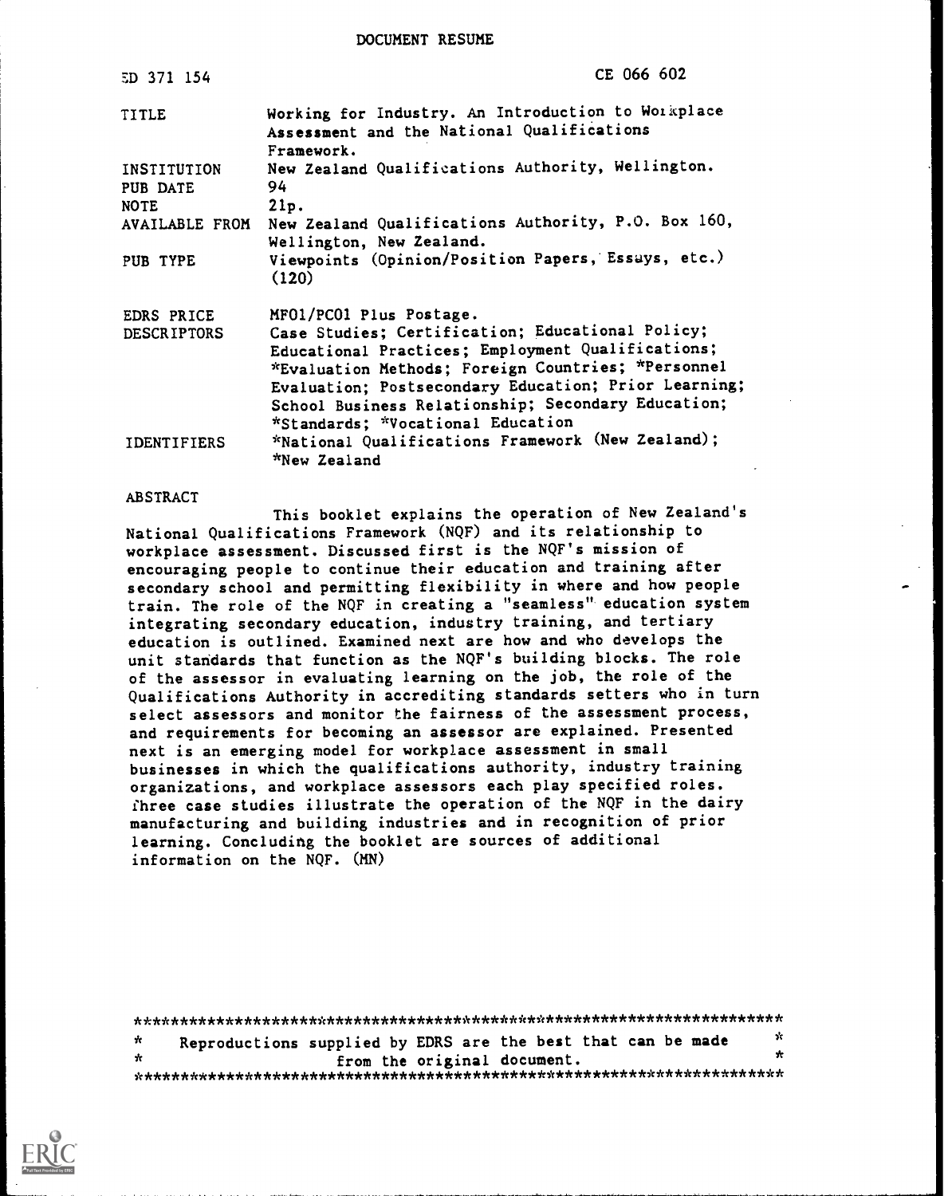DOCUMENT RESUME

| | |
|---|---|
| ED 371 154 | CE 066 602 |
| TITLE | Working for Industry. An Introduction to Workplace Assessment and the National Qualifications Framework. |
| INSTITUTION | New Zealand Qualifications Authority, Wellington. |
| PUB DATE | 94 |
| NOTE | 21p. |
| AVAILABLE FROM | New Zealand Qualifications Authority, P.O. Box 160, Wellington, New Zealand. |
| PUB TYPE | Viewpoints (Opinion/Position Papers, Essays, etc.) (120) |
| EDRS PRICE | MF01/PC01 Plus Postage. |
| DESCRIPTORS | Case Studies; Certification; Educational Policy; Educational Practices; Employment Qualifications; *Evaluation Methods; Foreign Countries; *Personnel Evaluation; Postsecondary Education; Prior Learning; School Business Relationship; Secondary Education; *Standards; *Vocational Education |
| IDENTIFIERS | *National Qualifications Framework (New Zealand); *New Zealand |

ABSTRACT

This booklet explains the operation of New Zealand's National Qualifications Framework (NQF) and its relationship to workplace assessment. Discussed first is the NQF's mission of encouraging people to continue their education and training after secondary school and permitting flexibility in where and how people train. The role of the NQF in creating a "seamless" education system integrating secondary education, industry training, and tertiary education is outlined. Examined next are how and who develops the unit standards that function as the NQF's building blocks. The role of the assessor in evaluating learning on the job, the role of the Qualifications Authority in accrediting standards setters who in turn select assessors and monitor the fairness of the assessment process, and requirements for becoming an assessor are explained. Presented next is an emerging model for workplace assessment in small businesses in which the qualifications authority, industry training organizations, and workplace assessors each play specified roles. Three case studies illustrate the operation of the NQF in the dairy manufacturing and building industries and in recognition of prior learning. Concluding the booklet are sources of additional information on the NQF. (MN)

***********************************************************************
* Reproductions supplied by EDRS are the best that can be made *
* from the original document. *
***********************************************************************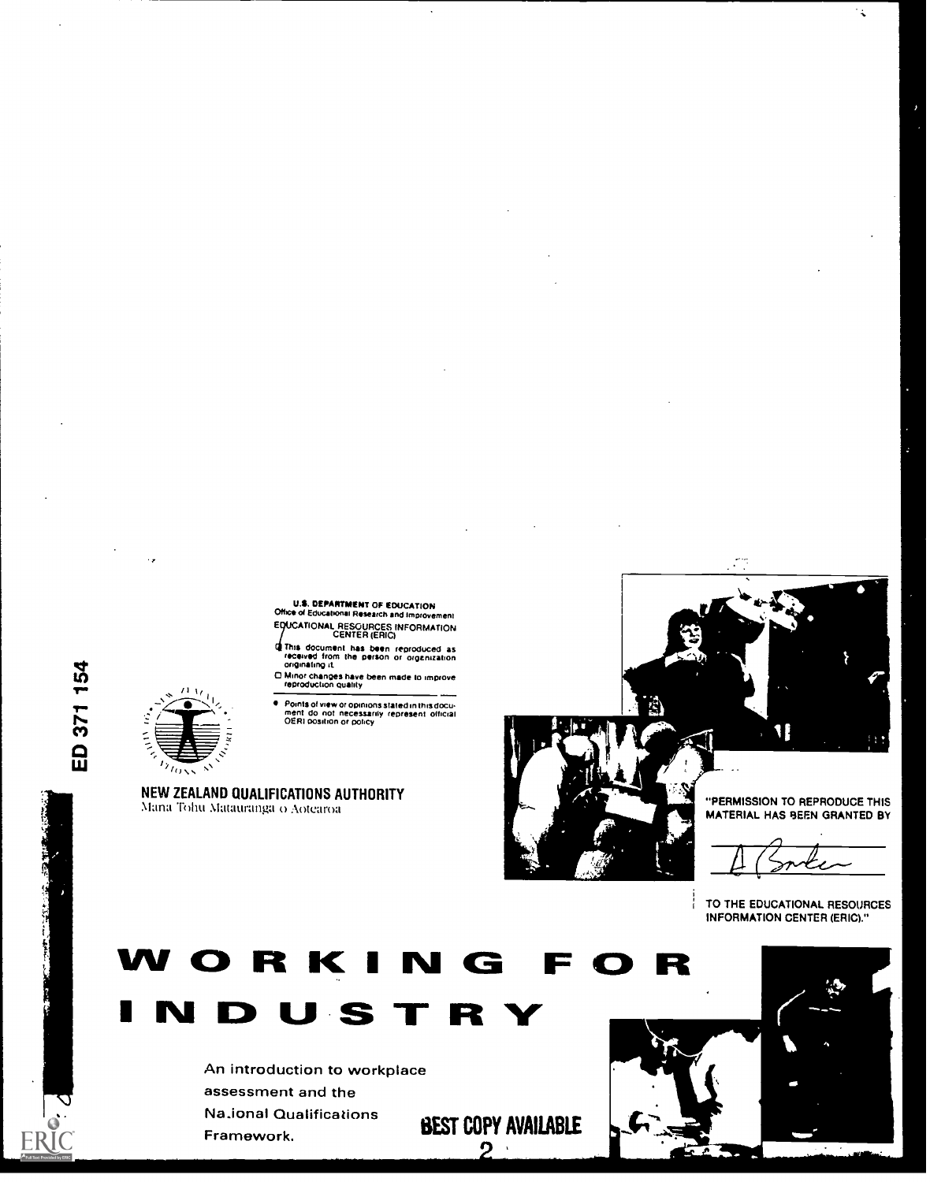ED 371 154

U.S. DEPARTMENT OF EDUCATION
Office of Educational Research and Improvement
EDUCATIONAL RESOURCES INFORMATION CENTER (ERIC)

- This document has been reproduced as received from the person or organization originating it.
- Minor changes have been made to improve reproduction quality
- Points of view or opinions stated in this document do not necessarily represent official OERI position or policy

NEW ZEALAND QUALIFICATIONS AUTHORITY
Mana Tohu Matauranga o Aotearoa

"PERMISSION TO REPRODUCE THIS MATERIAL HAS BEEN GRANTED BY

A Barker

TO THE EDUCATIONAL RESOURCES INFORMATION CENTER (ERIC)."

# WORKING FOR INDUSTRY

An introduction to workplace assessment and the National Qualifications Framework.

BEST COPY AVAILABLE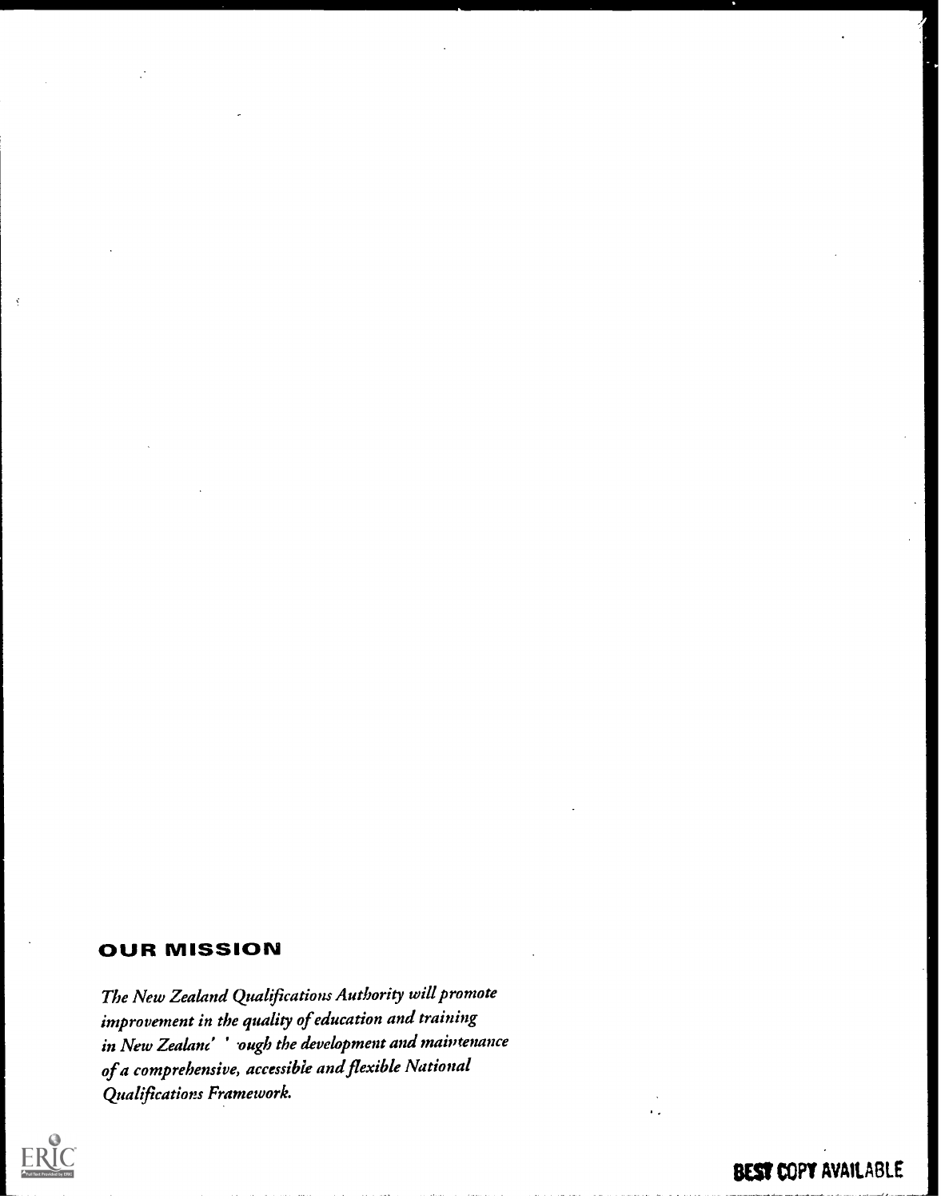## OUR MISSION

*The New Zealand Qualifications Authority will promote improvement in the quality of education and training in New Zealanc' ' ough the development and maiptenance of a comprehensive, accessible and flexible National Qualifications Framework.*

BEST COPY AVAILABLE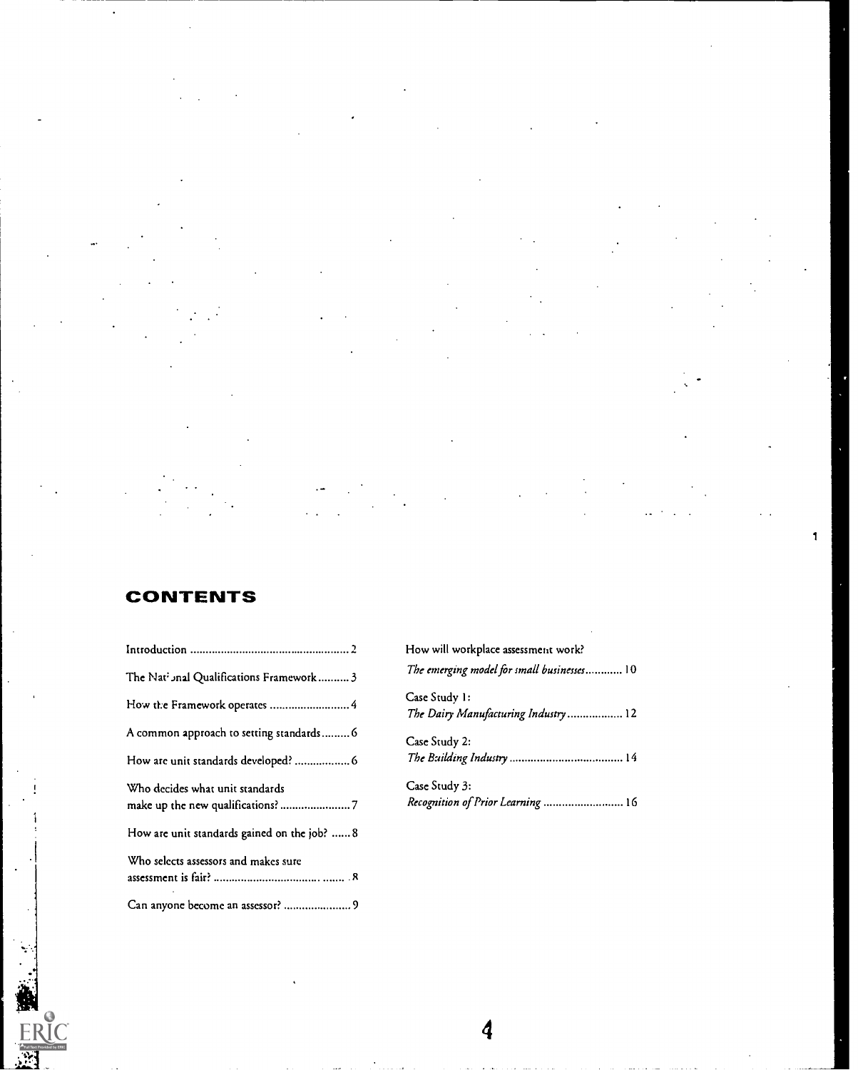## CONTENTS

Introduction .................................................... 2

The National Qualifications Framework .......... 3

How the Framework operates .......................... 4

A common approach to setting standards......... 6

How are unit standards developed? .................. 6

Who decides what unit standards make up the new qualifications? ....................... 7

How are unit standards gained on the job? ...... 8

Who selects assessors and makes sure assessment is fair? ........................................ 8

Can anyone become an assessor? ...................... 9

How will workplace assessment work?
*The emerging model for small businesses* ............ 10

Case Study 1:
*The Dairy Manufacturing Industry* .................. 12

Case Study 2:
*The Building Industry* ..................................... 14

Case Study 3:
*Recognition of Prior Learning* .......................... 16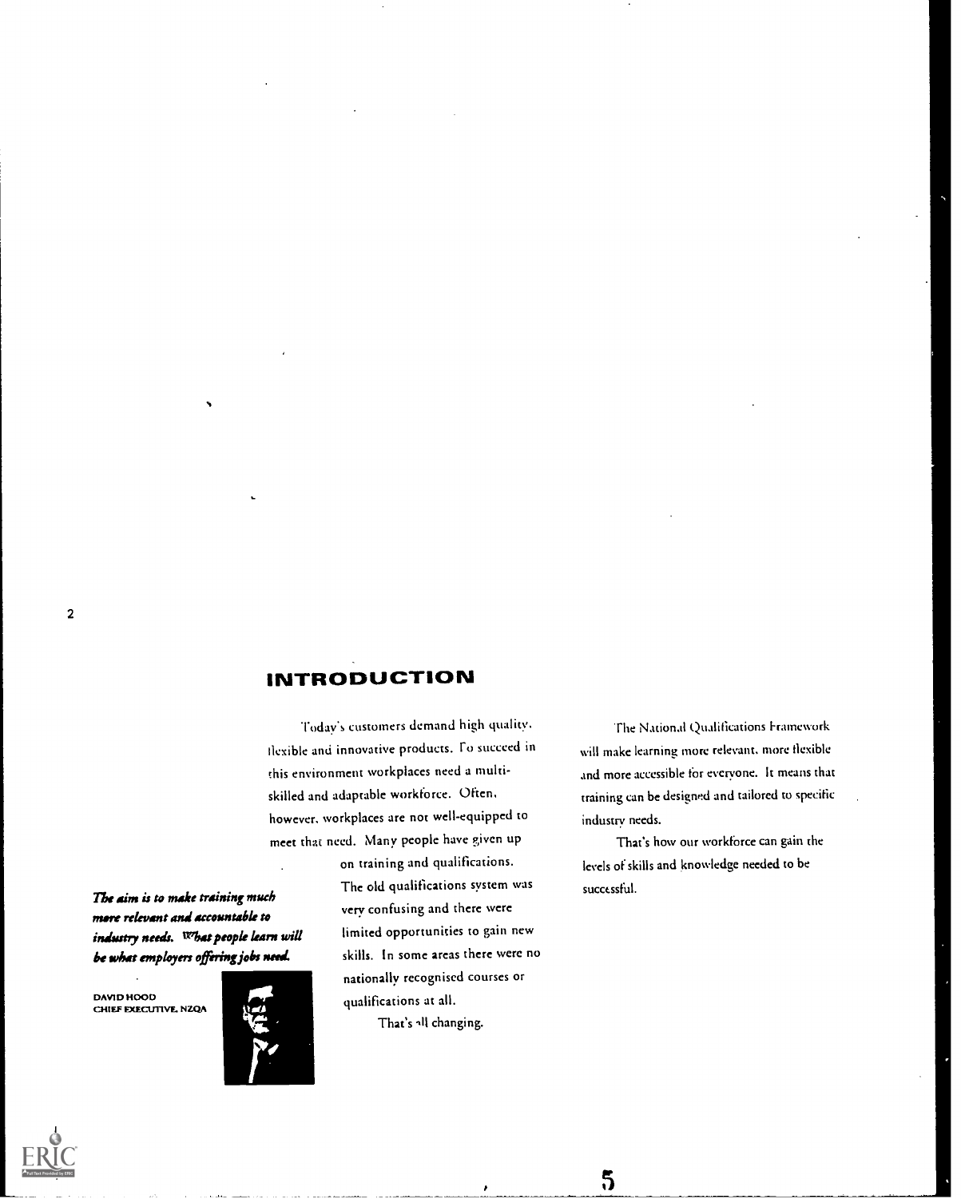## INTRODUCTION

Today's customers demand high quality, flexible and innovative products. To succeed in this environment workplaces need a multi-skilled and adaptable workforce. Often, however, workplaces are not well-equipped to meet that need. Many people have given up on training and qualifications. The old qualifications system was very confusing and there were limited opportunities to gain new skills. In some areas there were no nationally recognised courses or qualifications at all.

That's all changing.

*The aim is to make training much more relevant and accountable to industry needs. What people learn will be what employers offering jobs need.*

DAVID HOOD
CHIEF EXECUTIVE, NZQA

The National Qualifications Framework will make learning more relevant, more flexible and more accessible for everyone. It means that training can be designed and tailored to specific industry needs.

That's how our workforce can gain the levels of skills and knowledge needed to be successful.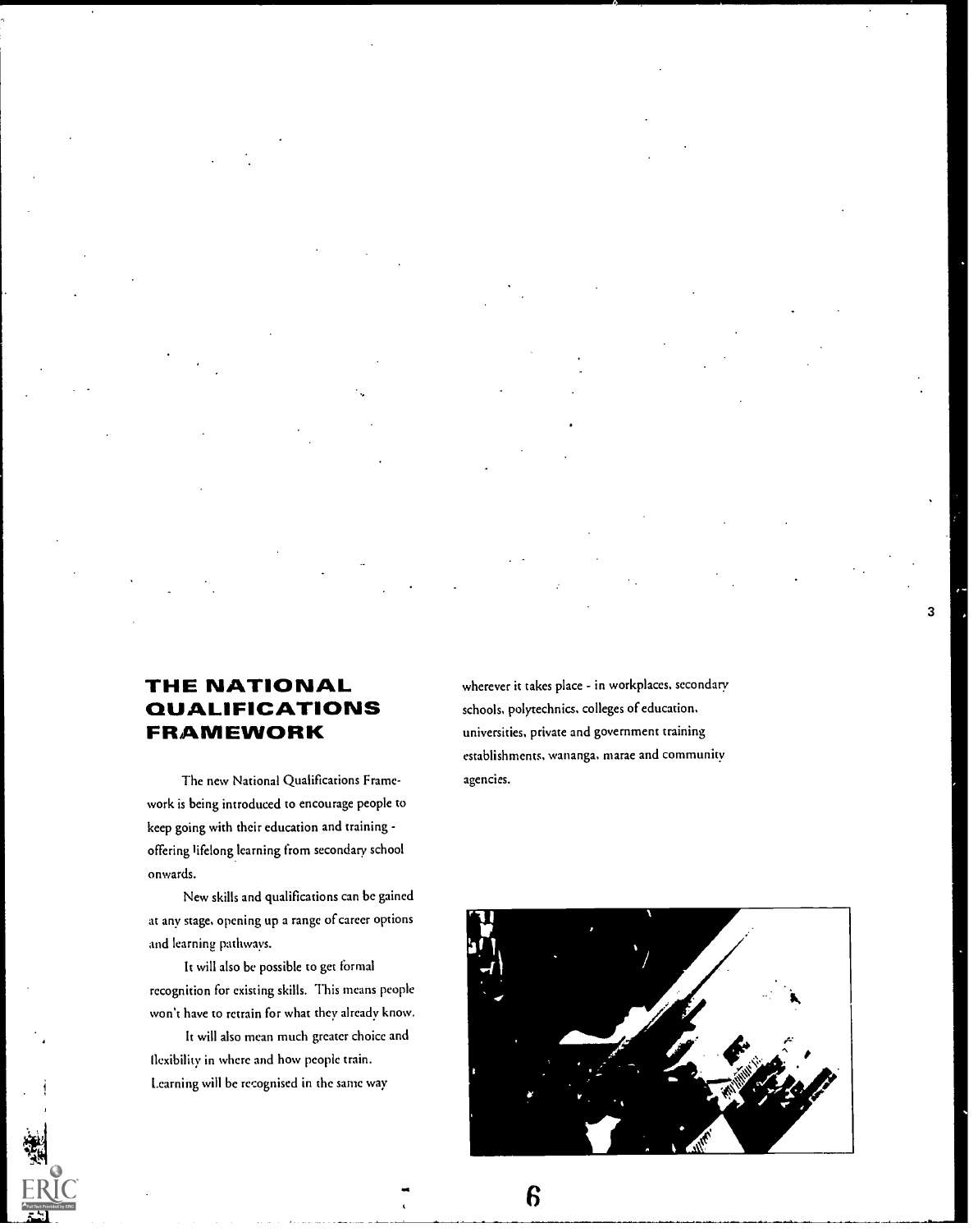## THE NATIONAL QUALIFICATIONS FRAMEWORK

The new National Qualifications Framework is being introduced to encourage people to keep going with their education and training - offering lifelong learning from secondary school onwards.

New skills and qualifications can be gained at any stage, opening up a range of career options and learning pathways.

It will also be possible to get formal recognition for existing skills. This means people won't have to retrain for what they already know.

It will also mean much greater choice and flexibility in where and how people train. Learning will be recognised in the same way wherever it takes place - in workplaces, secondary schools, polytechnics, colleges of education, universities, private and government training establishments, wananga, marae and community agencies.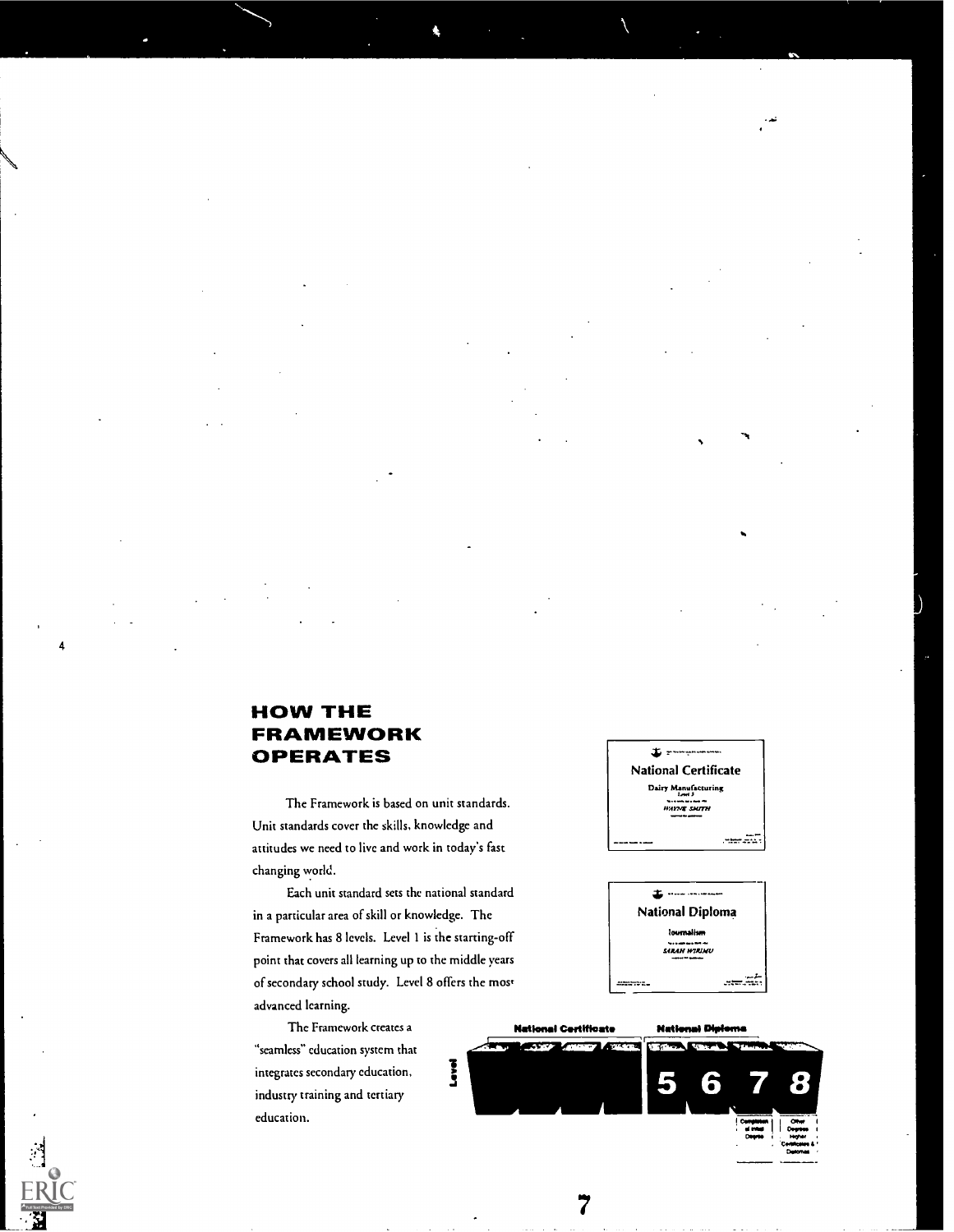## HOW THE FRAMEWORK OPERATES

The Framework is based on unit standards. Unit standards cover the skills, knowledge and attitudes we need to live and work in today's fast changing world.

Each unit standard sets the national standard in a particular area of skill or knowledge. The Framework has 8 levels. Level 1 is the starting-off point that covers all learning up to the middle years of secondary school study. Level 8 offers the most advanced learning.

The Framework creates a "seamless" education system that integrates secondary education, industry training and tertiary education.

National Certificate

Dairy Manufacturing

WAYNE SMITH

National Diploma

Journalism

SARAH WIRIMU

National Certificate

National Diploma

Level

5 6 7 8

Completion of Initial Degree

Other Degrees Higher Certificates & Diplomas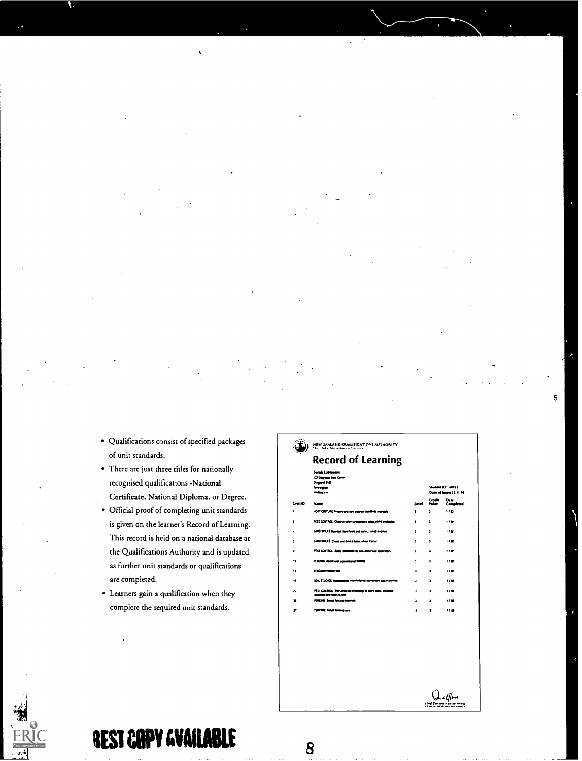- Qualifications consist of specified packages of unit standards.
- There are just three titles for nationally recognised qualifications -National Certificate, National Diploma, or Degree.
- Official proof of completing unit standards is given on the learner's Record of Learning. This record is held on a national database at the Qualifications Authority and is updated as further unit standards or qualifications are completed.
- Learners gain a qualification when they complete the required unit standards.

NEW ZEALAND QUALIFICATIONS AUTHORITY

## Record of Learning

Sarah Lastname
123 Dogwood Stars Drive
Dogwood Hill
Ferrington
Wellington

Student ID: 68921
Date of Issue: 12 11 94

| Unit ID | Name | Level | Credit Value | Date Completed |
|---|---|---|---|---|
| 1 | HORTICULTURE Prepare and sow outdoor seedlings manually | 3 | 3 | 1 7 92 |
| 2 | PEST CONTROL Observe safety precautions when using pesticides | 3 | 3 | 1 7 92 |
| 4 | LAND SKILLS Maintain hand tools and correct tools | 3 | 3 | 1 7 92 |
| 5 | LAND SKILLS Check and drive a basic wheel tractor | 3 | 3 | 1 7 92 |
| 7 | PEST CONTROL Apply pesticides by non-motorised applicators | 3 | 3 | 1 7 92 |
| 11 | FENCING Assist with conventional fencing | 3 | 3 | 1 7 92 |
| 12 | FENCING Handle wire | 3 | 3 | 1 7 92 |
| 14 | SOIL STUDIES Demonstrate knowledge of elementary soil properties | 3 | 3 | 1 7 92 |
| 20 | PEST CONTROL Demonstrate knowledge of plant pests, diseases, disorders and their control | 3 | 3 | 1 7 92 |
| 36 | FENCING Select fencing materials | 3 | 3 | 1 7 92 |
| 37 | FENCING Install fencing wire | 3 | 3 | 1 7 92 |

Chief Executive – NZ Qualifications Authority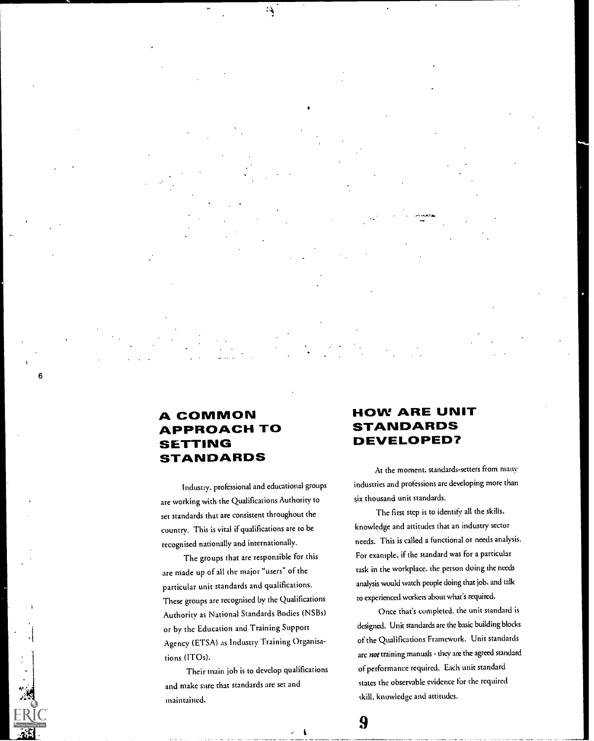## A COMMON APPROACH TO SETTING STANDARDS

Industry, professional and educational groups are working with the Qualifications Authority to set standards that are consistent throughout the country. This is vital if qualifications are to be recognised nationally and internationally.

The groups that are responsible for this are made up of all the major "users" of the particular unit standards and qualifications. These groups are recognised by the Qualifications Authority as National Standards Bodies (NSBs) or by the Education and Training Support Agency (ETSA) as Industry Training Organisations (ITOs).

Their main job is to develop qualifications and make sure that standards are set and maintained.

## HOW ARE UNIT STANDARDS DEVELOPED?

At the moment, standards-setters from many industries and professions are developing more than six thousand unit standards.

The first step is to identify all the skills, knowledge and attitudes that an industry sector needs. This is called a functional or needs analysis. For example, if the standard was for a particular task in the workplace, the person doing the needs analysis would watch people doing that job, and talk to experienced workers about what's required.

Once that's completed, the unit standard is designed. Unit standards are the basic building blocks of the Qualifications Framework. Unit standards are *not* training manuals - they are the agreed standard of performance required. Each unit standard states the observable evidence for the required skill, knowledge and attitudes.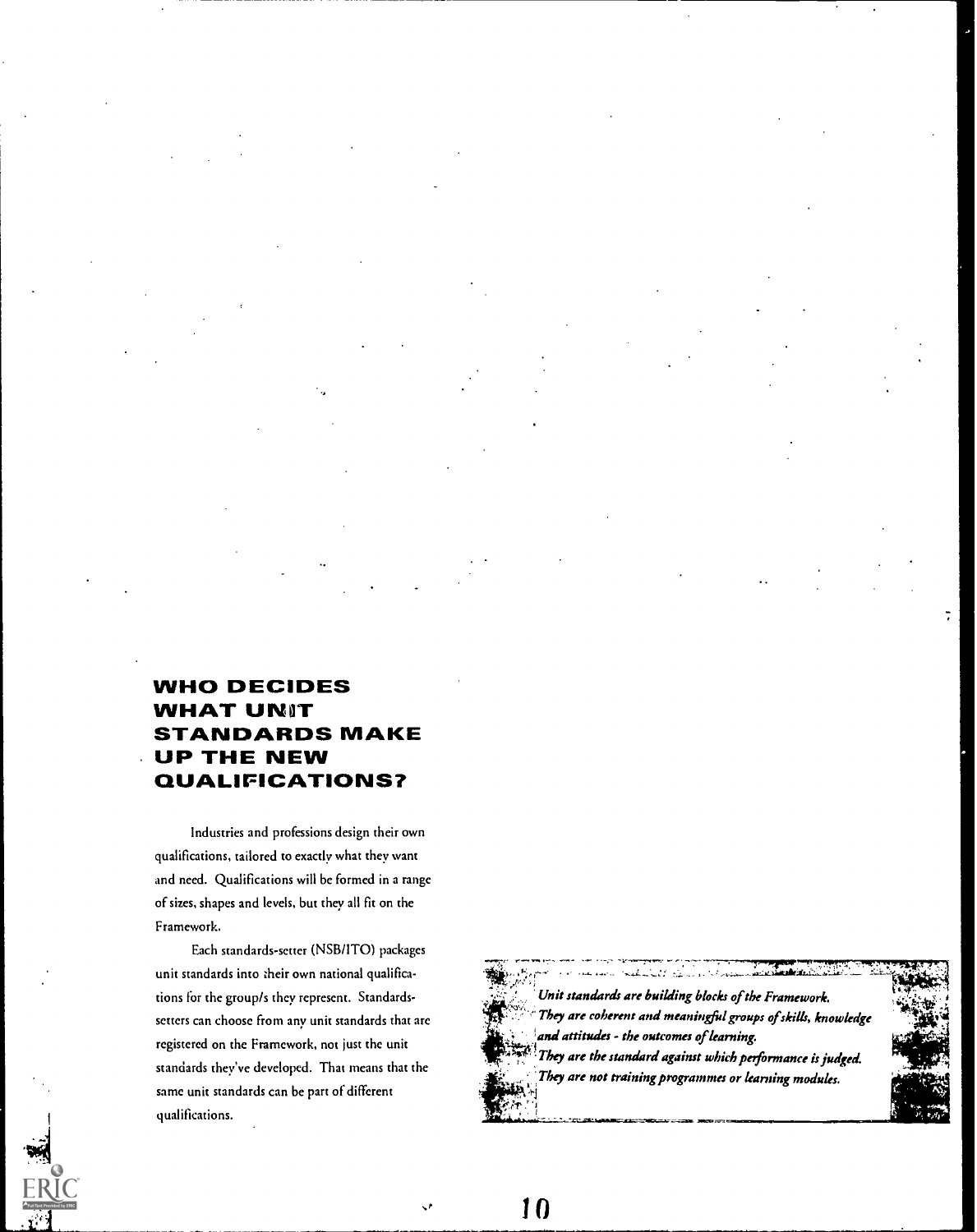## WHO DECIDES WHAT UNIT STANDARDS MAKE UP THE NEW QUALIFICATIONS?

Industries and professions design their own qualifications, tailored to exactly what they want and need. Qualifications will be formed in a range of sizes, shapes and levels, but they all fit on the Framework.

Each standards-setter (NSB/ITO) packages unit standards into their own national qualifications for the group/s they represent. Standards-setters can choose from any unit standards that are registered on the Framework, not just the unit standards they've developed. That means that the same unit standards can be part of different qualifications.

*Unit standards are building blocks of the Framework.*
*They are coherent and meaningful groups of skills, knowledge and attitudes - the outcomes of learning.*
*They are the standard against which performance is judged.*
*They are not training programmes or learning modules.*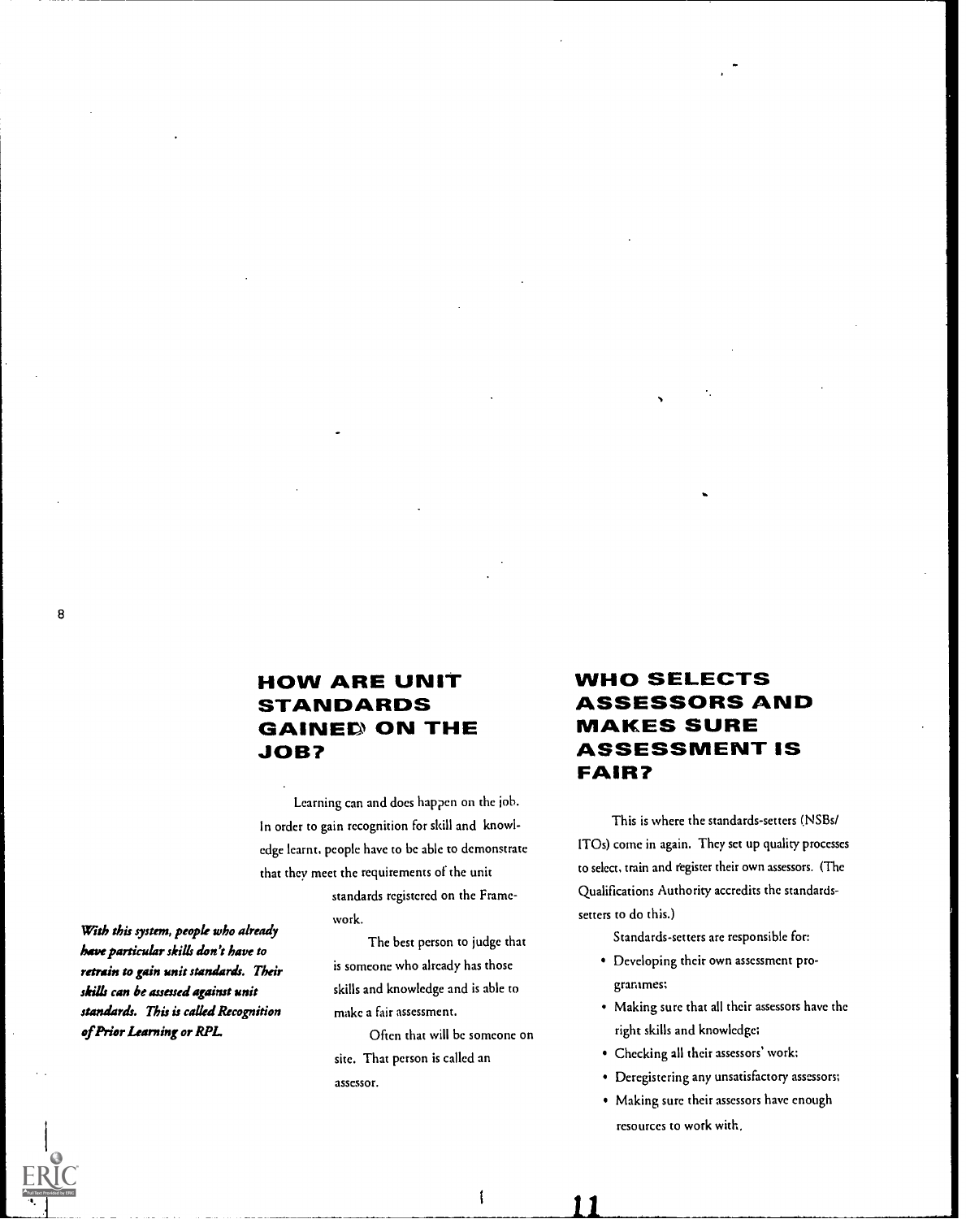## HOW ARE UNIT STANDARDS GAINED ON THE JOB?

Learning can and does happen on the job. In order to gain recognition for skill and knowledge learnt, people have to be able to demonstrate that they meet the requirements of the unit standards registered on the Framework.

The best person to judge that is someone who already has those skills and knowledge and is able to make a fair assessment.

Often that will be someone on site. That person is called an assessor.

***With this system, people who already have particular skills don't have to retrain to gain unit standards. Their skills can be assessed against unit standards. This is called Recognition of Prior Learning or RPL.***

## WHO SELECTS ASSESSORS AND MAKES SURE ASSESSMENT IS FAIR?

This is where the standards-setters (NSBs/ ITOs) come in again. They set up quality processes to select, train and register their own assessors. (The Qualifications Authority accredits the standards-setters to do this.)

Standards-setters are responsible for:

- Developing their own assessment programmes;
- Making sure that all their assessors have the right skills and knowledge;
- Checking all their assessors' work;
- Deregistering any unsatisfactory assessors;
- Making sure their assessors have enough resources to work with.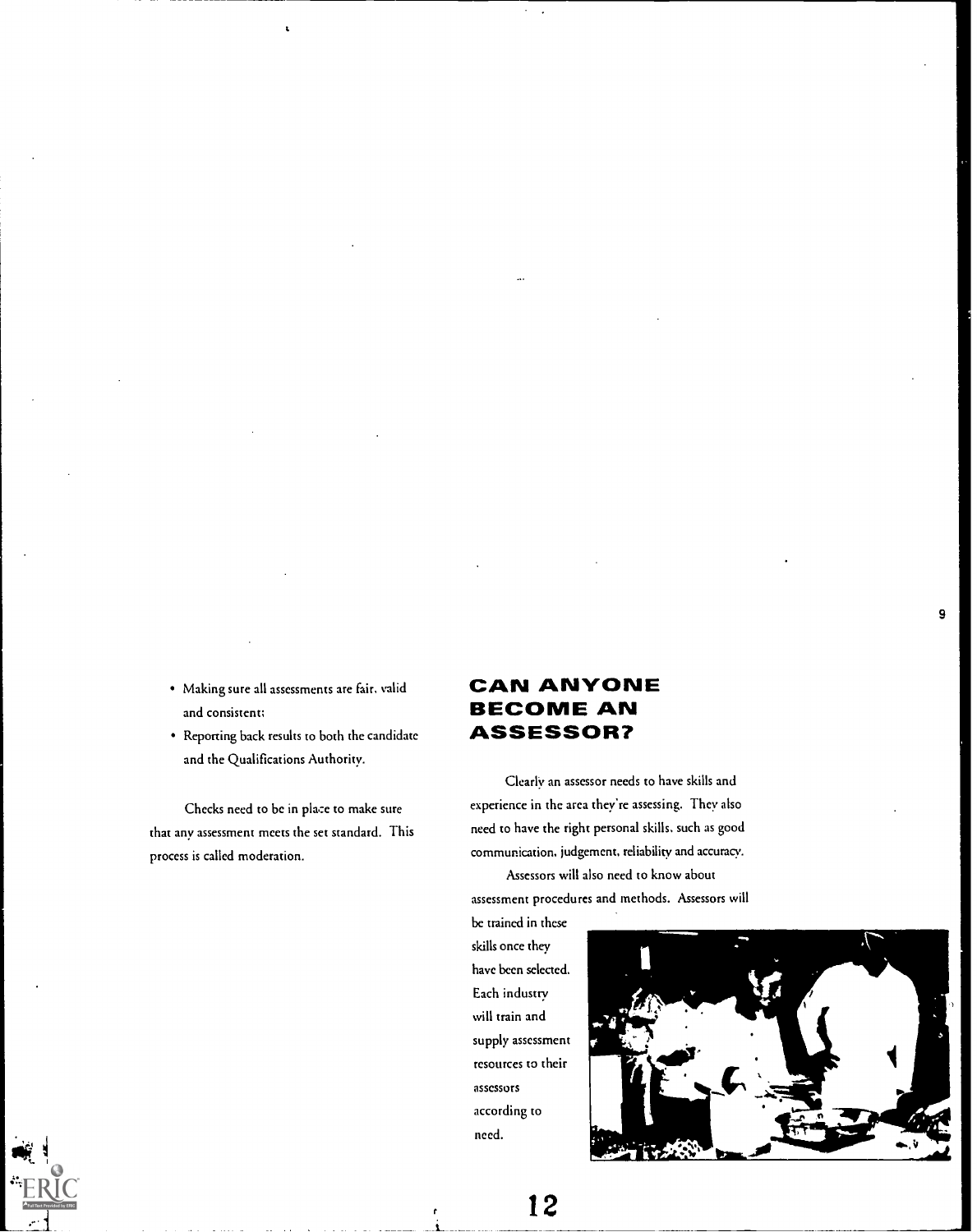- Making sure all assessments are fair, valid and consistent;
- Reporting back results to both the candidate and the Qualifications Authority.

Checks need to be in place to make sure that any assessment meets the set standard. This process is called moderation.

## CAN ANYONE BECOME AN ASSESSOR?

Clearly an assessor needs to have skills and experience in the area they're assessing. They also need to have the right personal skills, such as good communication, judgement, reliability and accuracy.

Assessors will also need to know about assessment procedures and methods. Assessors will be trained in these skills once they have been selected. Each industry will train and supply assessment resources to their assessors according to need.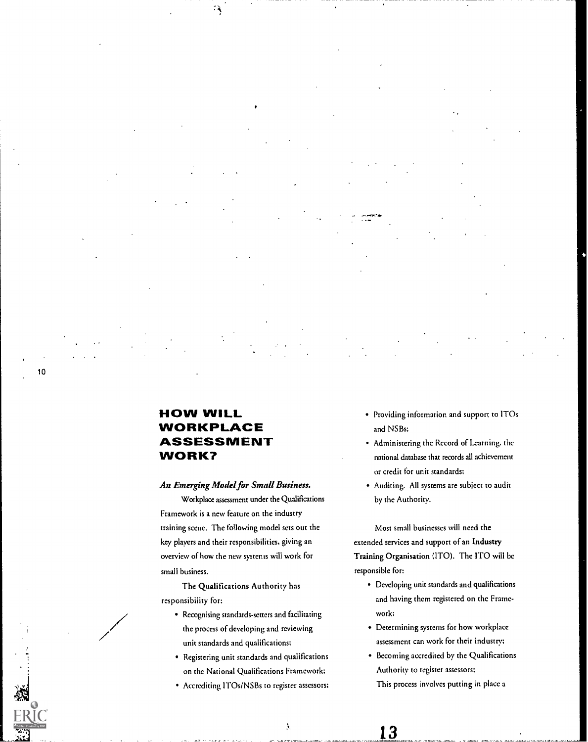## HOW WILL WORKPLACE ASSESSMENT WORK?

### *An Emerging Model for Small Business.*

Workplace assessment under the Qualifications Framework is a new feature on the industry training scene. The following model sets out the key players and their responsibilities, giving an overview of how the new systems will work for small business.

The Qualifications Authority has responsibility for:

- Recognising standards-setters and facilitating the process of developing and reviewing unit standards and qualifications;
- Registering unit standards and qualifications on the National Qualifications Framework;
- Accrediting ITOs/NSBs to register assessors;
- Providing information and support to ITOs and NSBs;
- Administering the Record of Learning, the national database that records all achievement or credit for unit standards;
- Auditing. All systems are subject to audit by the Authority.

Most small businesses will need the extended services and support of an **Industry Training Organisation** (ITO). The ITO will be responsible for:

- Developing unit standards and qualifications and having them registered on the Framework;
- Determining systems for how workplace assessment can work for their industry;
- Becoming accredited by the Qualifications Authority to register assessors;

This process involves putting in place a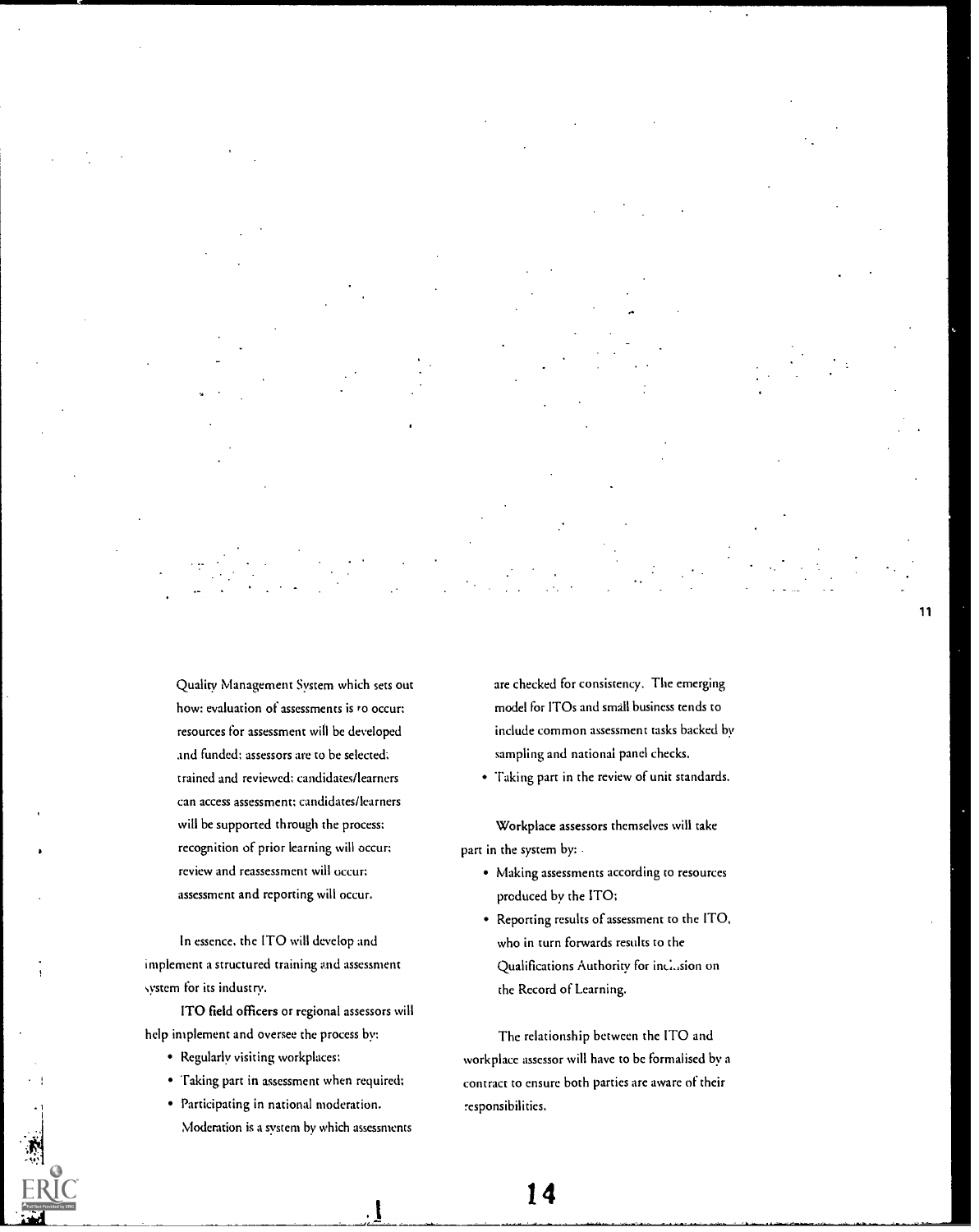Quality Management System which sets out how: evaluation of assessments is to occur; resources for assessment will be developed and funded; assessors are to be selected; trained and reviewed; candidates/learners can access assessment; candidates/learners will be supported through the process; recognition of prior learning will occur; review and reassessment will occur; assessment and reporting will occur.

In essence, the ITO will develop and implement a structured training and assessment system for its industry.

ITO field officers or regional assessors will help implement and oversee the process by:

- Regularly visiting workplaces;
- Taking part in assessment when required;
- Participating in national moderation. Moderation is a system by which assessments are checked for consistency. The emerging model for ITOs and small business tends to include common assessment tasks backed by sampling and national panel checks.
- Taking part in the review of unit standards.

Workplace assessors themselves will take part in the system by:

- Making assessments according to resources produced by the ITO;
- Reporting results of assessment to the ITO, who in turn forwards results to the Qualifications Authority for inclusion on the Record of Learning.

The relationship between the ITO and workplace assessor will have to be formalised by a contract to ensure both parties are aware of their responsibilities.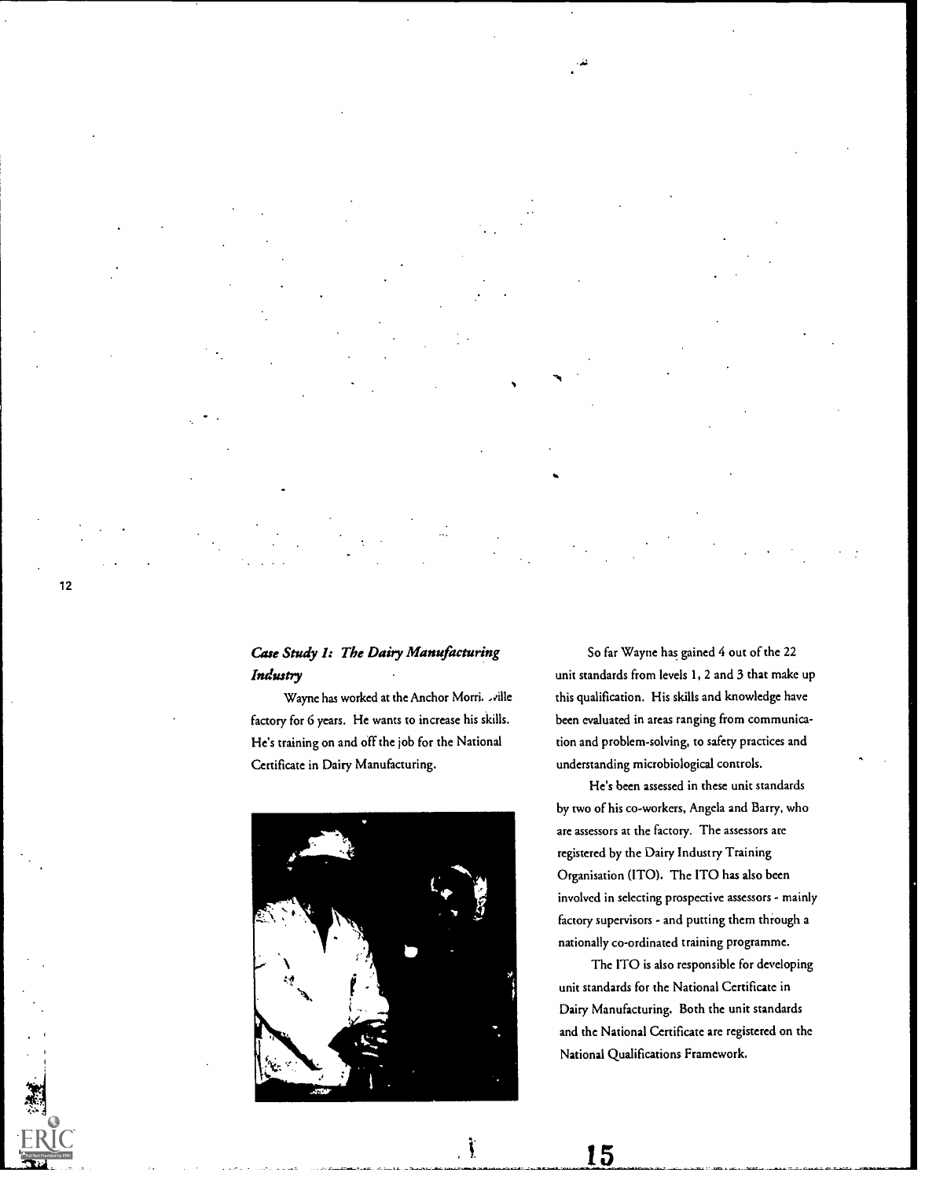### *Case Study 1: The Dairy Manufacturing Industry*

Wayne has worked at the Anchor Morri. .ville factory for 6 years. He wants to increase his skills. He's training on and off the job for the National Certificate in Dairy Manufacturing.

So far Wayne has gained 4 out of the 22 unit standards from levels 1, 2 and 3 that make up this qualification. His skills and knowledge have been evaluated in areas ranging from communication and problem-solving, to safety practices and understanding microbiological controls.

He's been assessed in these unit standards by two of his co-workers, Angela and Barry, who are assessors at the factory. The assessors are registered by the Dairy Industry Training Organisation (ITO). The ITO has also been involved in selecting prospective assessors - mainly factory supervisors - and putting them through a nationally co-ordinated training programme.

The ITO is also responsible for developing unit standards for the National Certificate in Dairy Manufacturing. Both the unit standards and the National Certificate are registered on the National Qualifications Framework.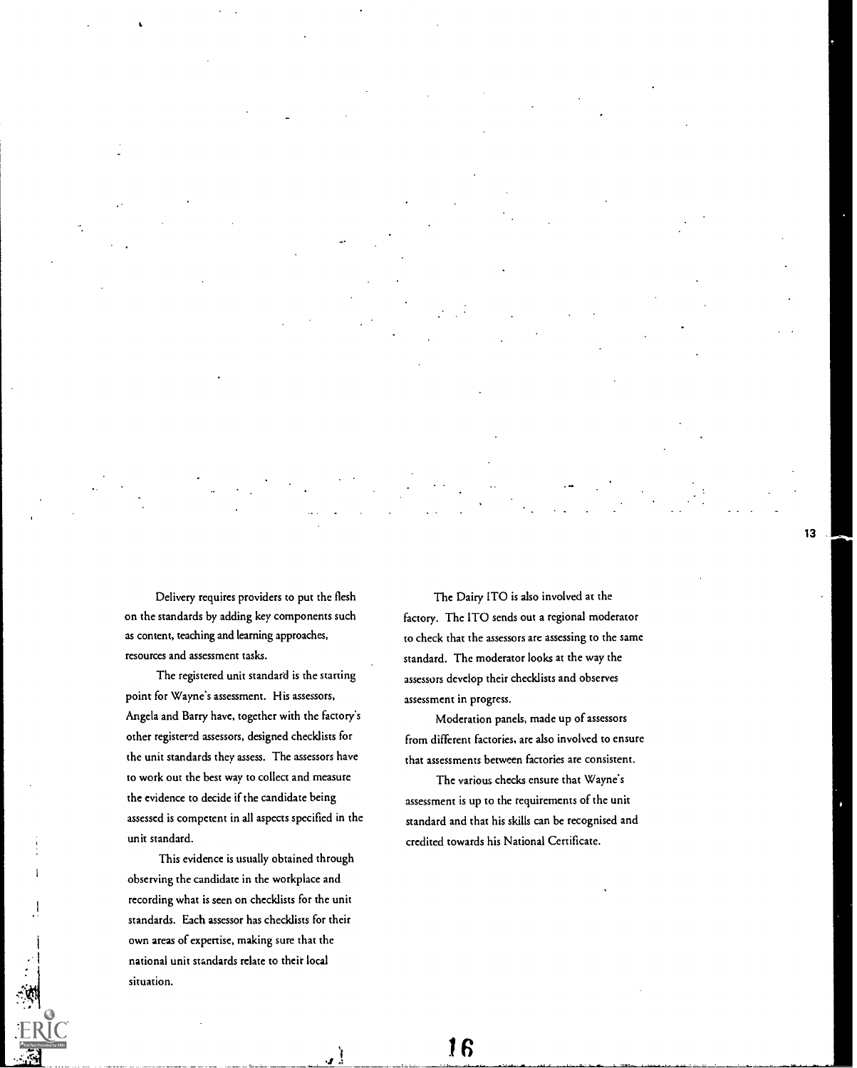Delivery requires providers to put the flesh on the standards by adding key components such as content, teaching and learning approaches, resources and assessment tasks.

The registered unit standard is the starting point for Wayne's assessment. His assessors, Angela and Barry have, together with the factory's other registered assessors, designed checklists for the unit standards they assess. The assessors have to work out the best way to collect and measure the evidence to decide if the candidate being assessed is competent in all aspects specified in the unit standard.

This evidence is usually obtained through observing the candidate in the workplace and recording what is seen on checklists for the unit standards. Each assessor has checklists for their own areas of expertise, making sure that the national unit standards relate to their local situation.

The Dairy ITO is also involved at the factory. The ITO sends out a regional moderator to check that the assessors are assessing to the same standard. The moderator looks at the way the assessors develop their checklists and observes assessment in progress.

Moderation panels, made up of assessors from different factories, are also involved to ensure that assessments between factories are consistent.

The various checks ensure that Wayne's assessment is up to the requirements of the unit standard and that his skills can be recognised and credited towards his National Certificate.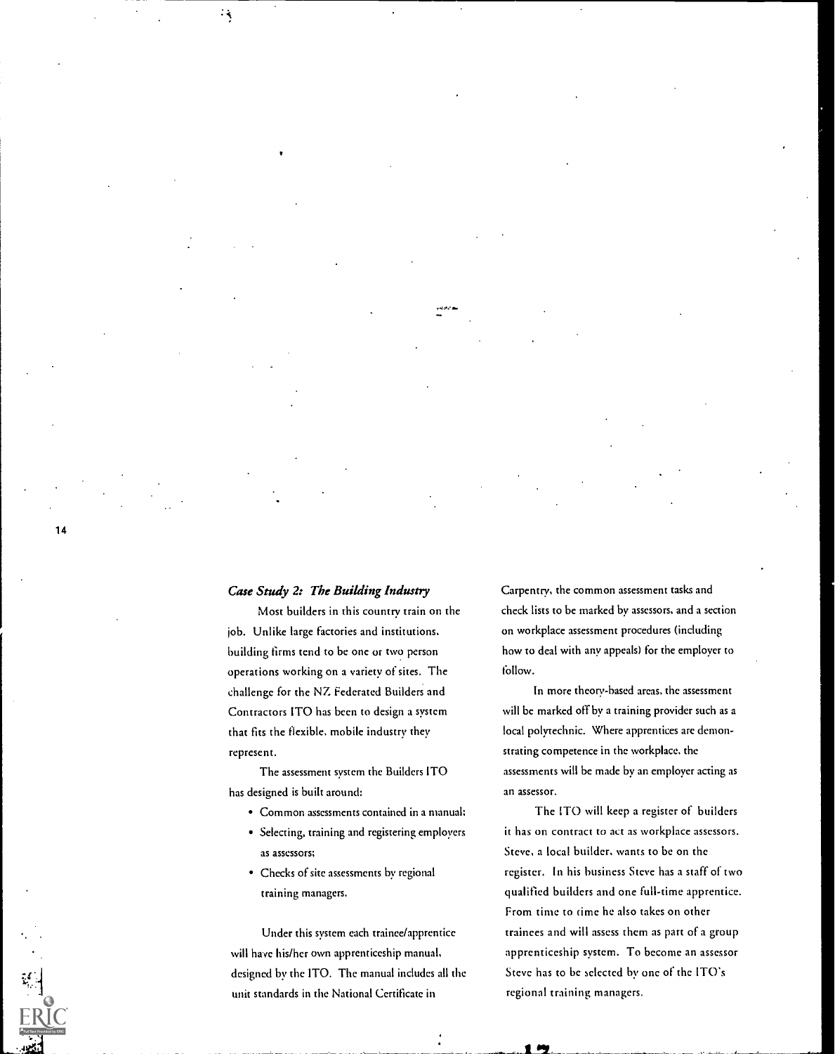### *Case Study 2: The Building Industry*

Most builders in this country train on the job. Unlike large factories and institutions, building firms tend to be one or two person operations working on a variety of sites. The challenge for the NZ Federated Builders and Contractors ITO has been to design a system that fits the flexible, mobile industry they represent.

The assessment system the Builders ITO has designed is built around:

- Common assessments contained in a manual;
- Selecting, training and registering employers as assessors;
- Checks of site assessments by regional training managers.

Under this system each trainee/apprentice will have his/her own apprenticeship manual, designed by the ITO. The manual includes all the unit standards in the National Certificate in Carpentry, the common assessment tasks and check lists to be marked by assessors, and a section on workplace assessment procedures (including how to deal with any appeals) for the employer to follow.

In more theory-based areas, the assessment will be marked off by a training provider such as a local polytechnic. Where apprentices are demonstrating competence in the workplace, the assessments will be made by an employer acting as an assessor.

The ITO will keep a register of builders it has on contract to act as workplace assessors. Steve, a local builder, wants to be on the register. In his business Steve has a staff of two qualified builders and one full-time apprentice. From time to time he also takes on other trainees and will assess them as part of a group apprenticeship system. To become an assessor Steve has to be selected by one of the ITO's regional training managers.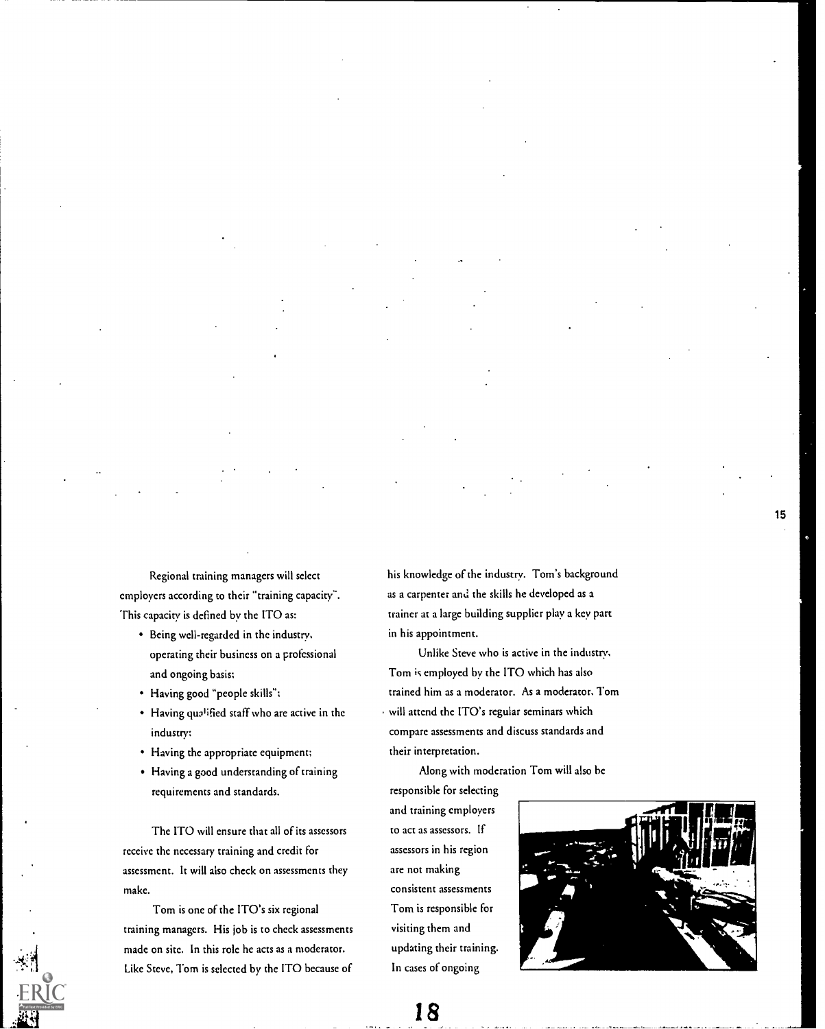Regional training managers will select employers according to their "training capacity". This capacity is defined by the ITO as:

- Being well-regarded in the industry, operating their business on a professional and ongoing basis;
- Having good "people skills";
- Having qualified staff who are active in the industry;
- Having the appropriate equipment;
- Having a good understanding of training requirements and standards.

The ITO will ensure that all of its assessors receive the necessary training and credit for assessment. It will also check on assessments they make.

Tom is one of the ITO's six regional training managers. His job is to check assessments made on site. In this role he acts as a moderator. Like Steve, Tom is selected by the ITO because of his knowledge of the industry. Tom's background as a carpenter and the skills he developed as a trainer at a large building supplier play a key part in his appointment.

Unlike Steve who is active in the industry, Tom is employed by the ITO which has also trained him as a moderator. As a moderator, Tom will attend the ITO's regular seminars which compare assessments and discuss standards and their interpretation.

Along with moderation Tom will also be responsible for selecting and training employers to act as assessors. If assessors in his region are not making consistent assessments Tom is responsible for visiting them and updating their training. In cases of ongoing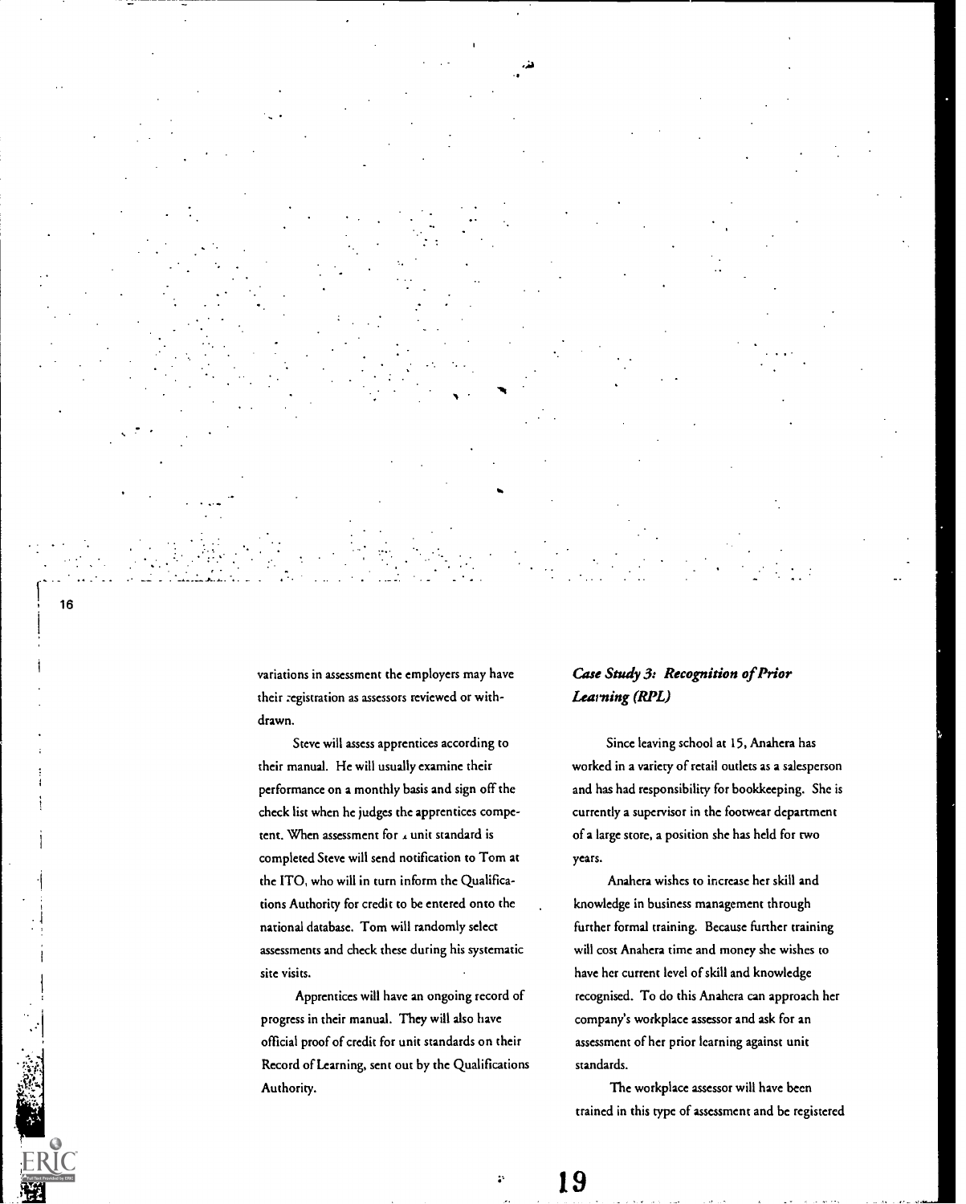variations in assessment the employers may have their registration as assessors reviewed or withdrawn.

Steve will assess apprentices according to their manual. He will usually examine their performance on a monthly basis and sign off the check list when he judges the apprentices competent. When assessment for a unit standard is completed Steve will send notification to Tom at the ITO, who will in turn inform the Qualifications Authority for credit to be entered onto the national database. Tom will randomly select assessments and check these during his systematic site visits.

Apprentices will have an ongoing record of progress in their manual. They will also have official proof of credit for unit standards on their Record of Learning, sent out by the Qualifications Authority.

### *Case Study 3: Recognition of Prior Learning (RPL)*

Since leaving school at 15, Anahera has worked in a variety of retail outlets as a salesperson and has had responsibility for bookkeeping. She is currently a supervisor in the footwear department of a large store, a position she has held for two years.

Anahera wishes to increase her skill and knowledge in business management through further formal training. Because further training will cost Anahera time and money she wishes to have her current level of skill and knowledge recognised. To do this Anahera can approach her company's workplace assessor and ask for an assessment of her prior learning against unit standards.

The workplace assessor will have been trained in this type of assessment and be registered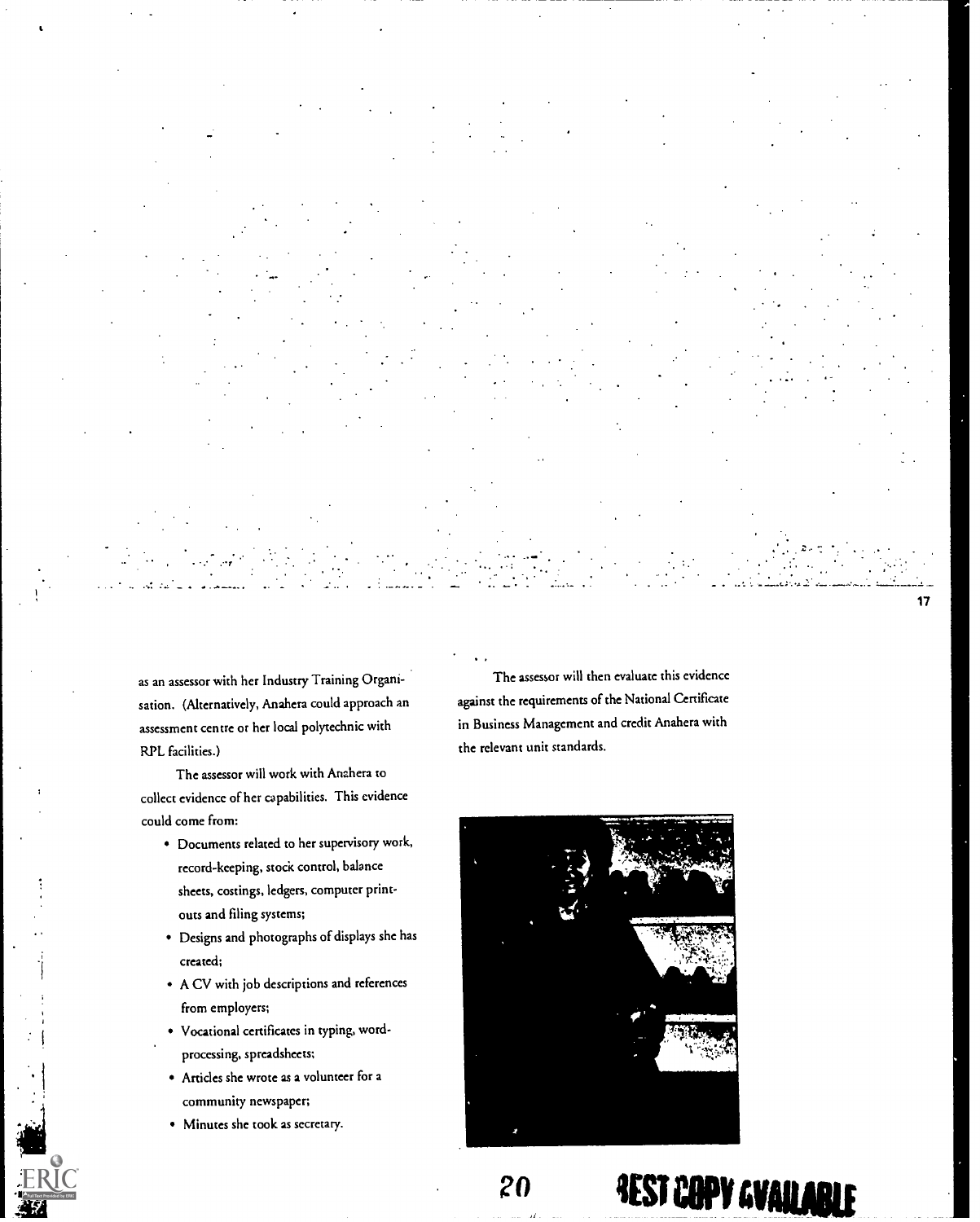as an assessor with her Industry Training Organisation. (Alternatively, Anahera could approach an assessment centre or her local polytechnic with RPL facilities.)

The assessor will work with Anahera to collect evidence of her capabilities. This evidence could come from:

- Documents related to her supervisory work, record-keeping, stock control, balance sheets, costings, ledgers, computer print-outs and filing systems;
- Designs and photographs of displays she has created;
- A CV with job descriptions and references from employers;
- Vocational certificates in typing, word-processing, spreadsheets;
- Articles she wrote as a volunteer for a community newspaper;
- Minutes she took as secretary.

The assessor will then evaluate this evidence against the requirements of the National Certificate in Business Management and credit Anahera with the relevant unit standards.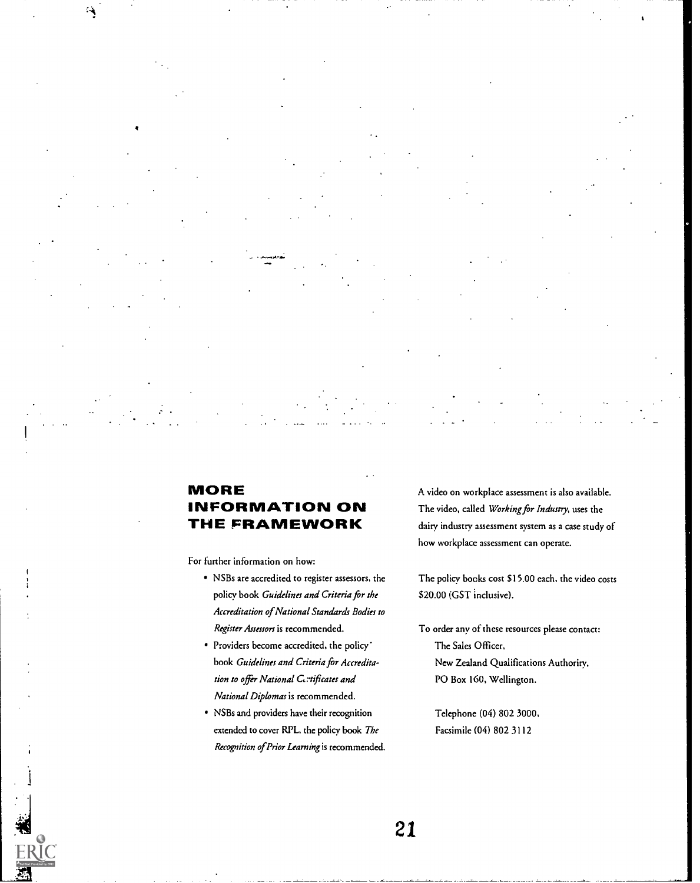## MORE INFORMATION ON THE FRAMEWORK

For further information on how:

- NSBs are accredited to register assessors, the policy book *Guidelines and Criteria for the Accreditation of National Standards Bodies to Register Assessors* is recommended.
- Providers become accredited, the policy book *Guidelines and Criteria for Accreditation to offer National Certificates and National Diplomas* is recommended.
- NSBs and providers have their recognition extended to cover RPL, the policy book *The Recognition of Prior Learning* is recommended.

A video on workplace assessment is also available. The video, called *Working for Industry*, uses the dairy industry assessment system as a case study of how workplace assessment can operate.

The policy books cost $15.00 each, the video costs $20.00 (GST inclusive).

To order any of these resources please contact:

The Sales Officer,
New Zealand Qualifications Authority,
PO Box 160, Wellington.

Telephone (04) 802 3000,
Facsimile (04) 802 3112